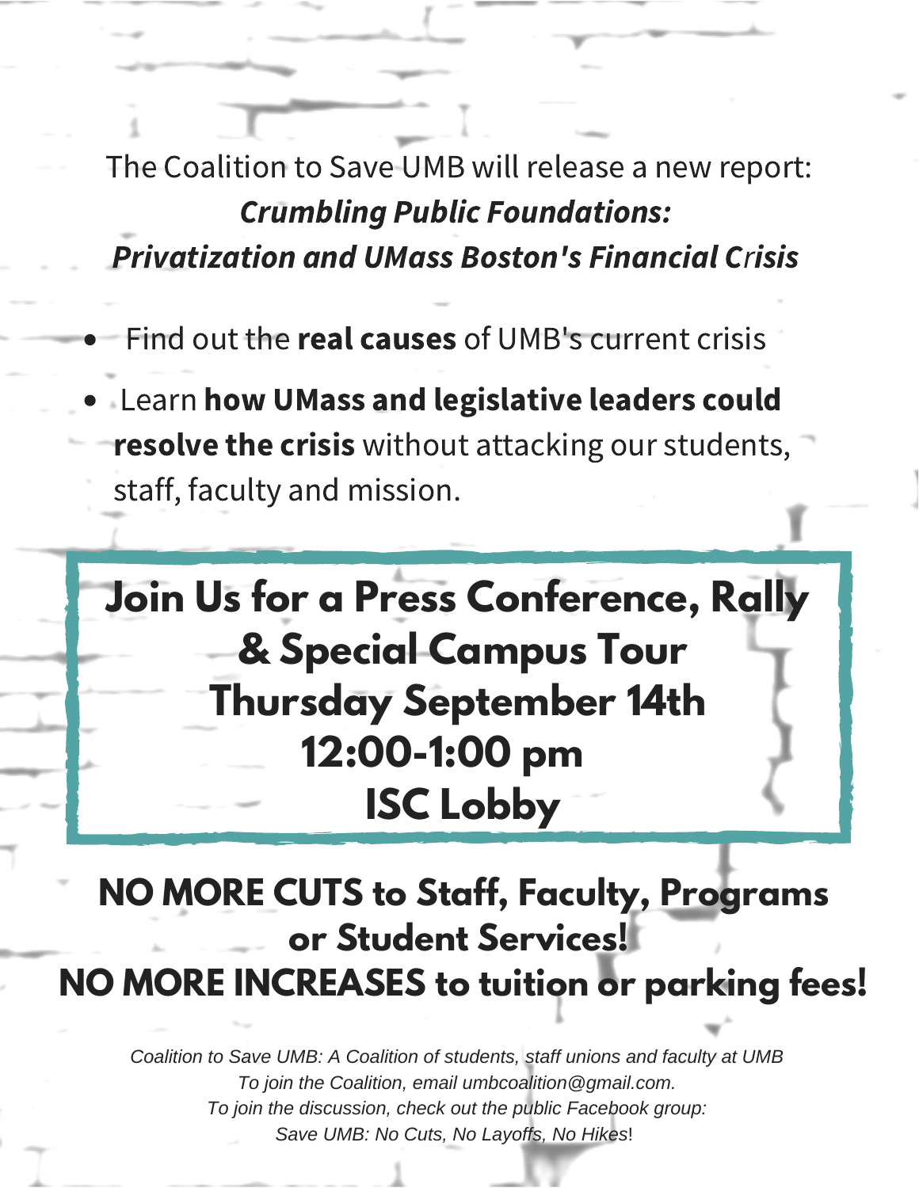The Coalition to Save UMB will release a new report:

***Crumbling Public Foundations:***
***Privatization and UMass Boston's Financial Crisis***

- Find out the **real causes** of UMB's current crisis
- Learn **how UMass and legislative leaders could resolve the crisis** without attacking our students, staff, faculty and mission.

## Join Us for a Press Conference, Rally & Special Campus Tour
## Thursday September 14th
## 12:00-1:00 pm
## ISC Lobby

## NO MORE CUTS to Staff, Faculty, Programs or Student Services!
## NO MORE INCREASES to tuition or parking fees!

*Coalition to Save UMB: A Coalition of students, staff unions and faculty at UMB*
*To join the Coalition, email umbcoalition@gmail.com.*
*To join the discussion, check out the public Facebook group:*
*Save UMB: No Cuts, No Layoffs, No Hikes*!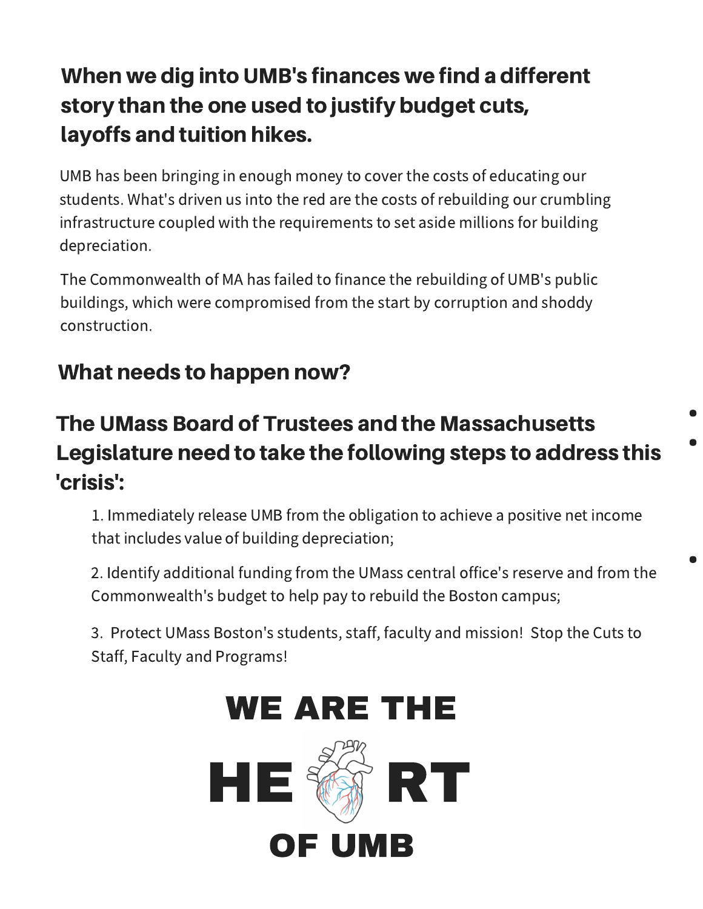## When we dig into UMB's finances we find a different story than the one used to justify budget cuts, layoffs and tuition hikes.

UMB has been bringing in enough money to cover the costs of educating our students. What's driven us into the red are the costs of rebuilding our crumbling infrastructure coupled with the requirements to set aside millions for building depreciation.

The Commonwealth of MA has failed to finance the rebuilding of UMB's public buildings, which were compromised from the start by corruption and shoddy construction.

## What needs to happen now?

## The UMass Board of Trustees and the Massachusetts Legislature need to take the following steps to address this 'crisis':

1. Immediately release UMB from the obligation to achieve a positive net income that includes value of building depreciation;
2. Identify additional funding from the UMass central office's reserve and from the Commonwealth's budget to help pay to rebuild the Boston campus;
3. Protect UMass Boston's students, staff, faculty and mission! Stop the Cuts to Staff, Faculty and Programs!

**WE ARE THE HEART OF UMB**